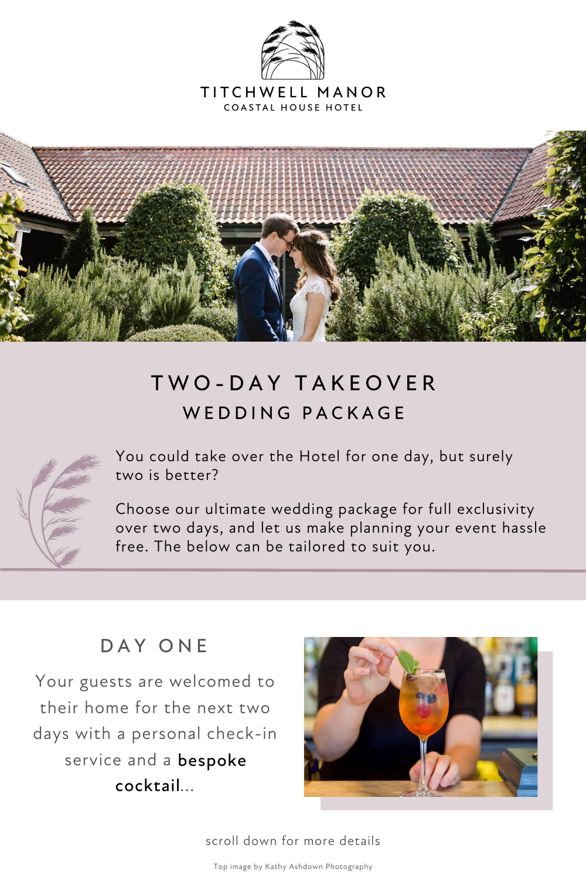# TITCHWELL MANOR

COASTAL HOUSE HOTEL

## TWO-DAY TAKEOVER

### WEDDING PACKAGE

You could take over the Hotel for one day, but surely two is better?

Choose our ultimate wedding package for full exclusivity over two days, and let us make planning your event hassle free. The below can be tailored to suit you.

### DAY ONE

Your guests are welcomed to their home for the next two days with a personal check-in service and a **bespoke cocktail**...

scroll down for more details

Top image by Kathy Ashdown Photography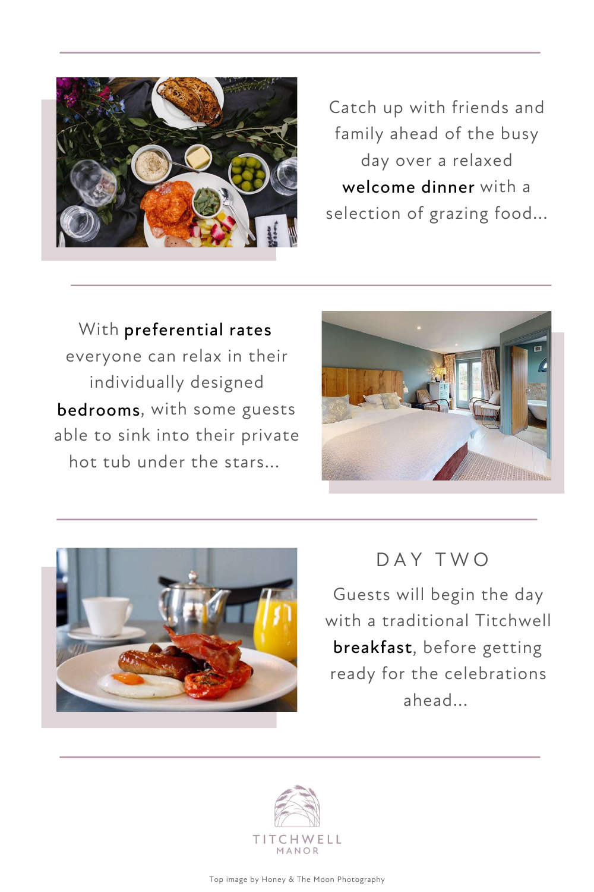Catch up with friends and family ahead of the busy day over a relaxed **welcome dinner** with a selection of grazing food...

With **preferential rates** everyone can relax in their individually designed **bedrooms**, with some guests able to sink into their private hot tub under the stars...

## DAY TWO

Guests will begin the day with a traditional Titchwell **breakfast**, before getting ready for the celebrations ahead...

TITCHWELL MANOR

Top image by Honey & The Moon Photography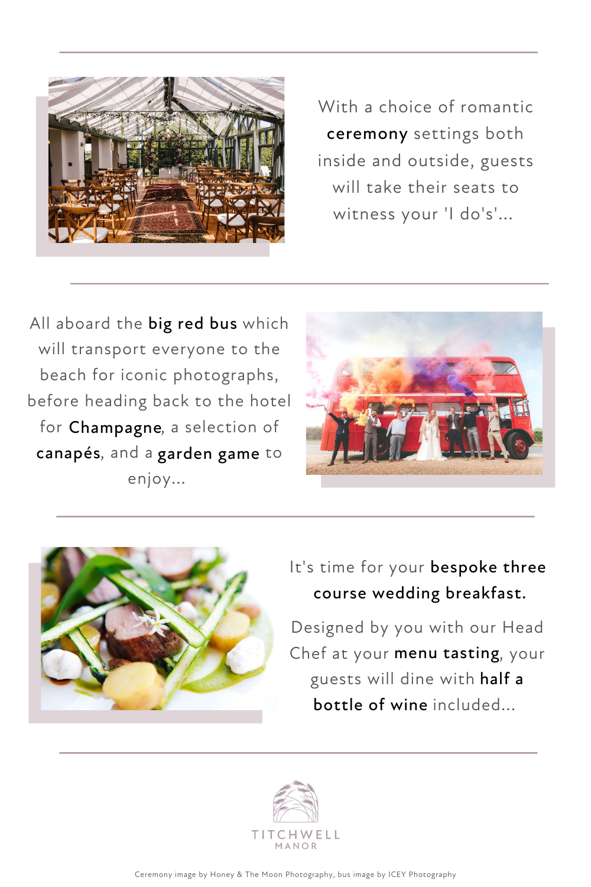With a choice of romantic **ceremony** settings both inside and outside, guests will take their seats to witness your 'I do's'...

All aboard the **big red bus** which will transport everyone to the beach for iconic photographs, before heading back to the hotel for **Champagne**, a selection of **canapés**, and a **garden game** to enjoy...

It's time for your **bespoke three course wedding breakfast.**

Designed by you with our Head Chef at your **menu tasting**, your guests will dine with **half a bottle of wine** included...

TITCHWELL MANOR

Ceremony image by Honey & The Moon Photography, bus image by ICEY Photography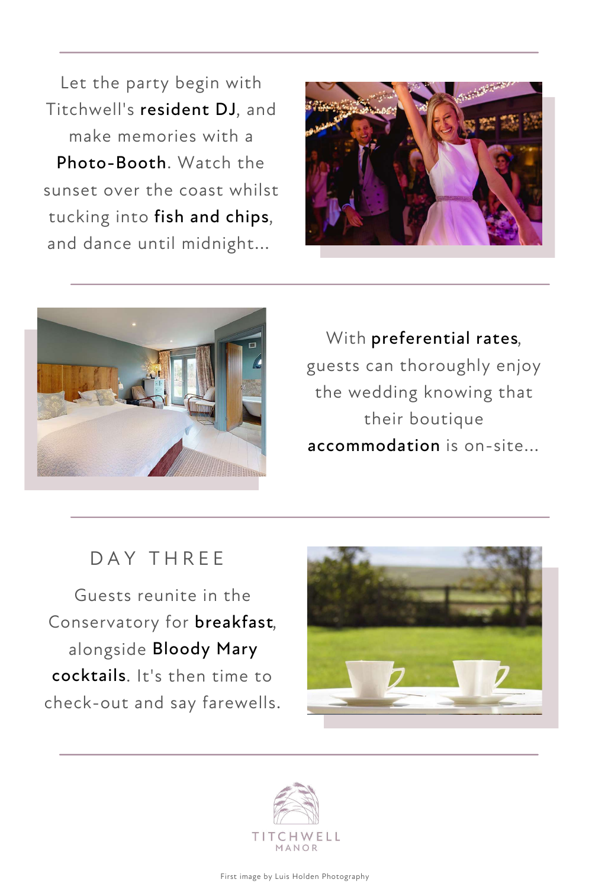Let the party begin with Titchwell's **resident DJ**, and make memories with a **Photo-Booth**. Watch the sunset over the coast whilst tucking into **fish and chips**, and dance until midnight...

With **preferential rates**, guests can thoroughly enjoy the wedding knowing that their boutique **accommodation** is on-site...

## DAY THREE

Guests reunite in the Conservatory for **breakfast**, alongside **Bloody Mary cocktails**. It's then time to check-out and say farewells.

TITCHWELL MANOR

First image by Luis Holden Photography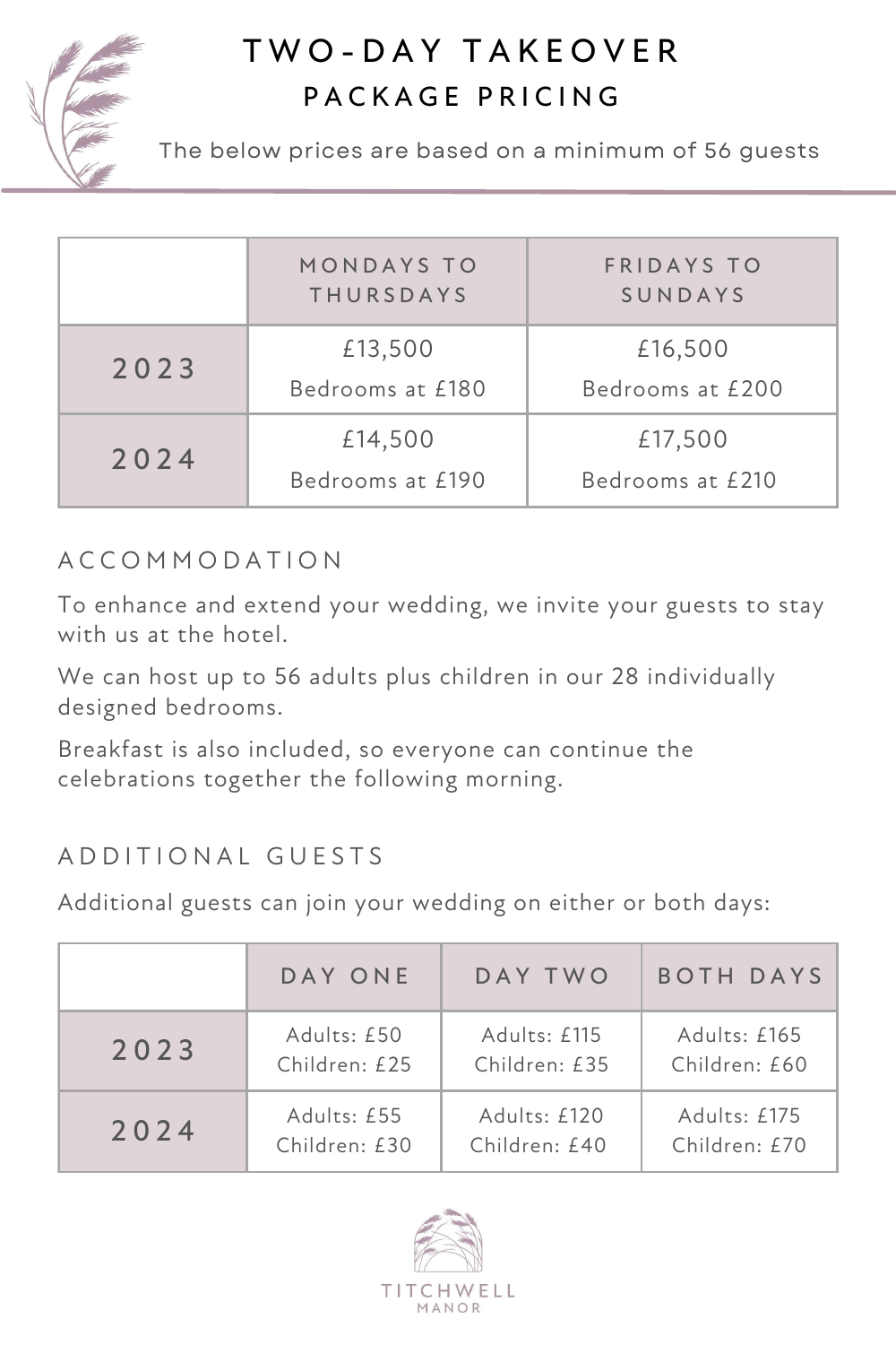# TWO-DAY TAKEOVER

## PACKAGE PRICING

The below prices are based on a minimum of 56 guests

| | MONDAYS TO THURSDAYS | FRIDAYS TO SUNDAYS |
|---|---|---|
| 2023 | £13,500<br>Bedrooms at £180 | £16,500<br>Bedrooms at £200 |
| 2024 | £14,500<br>Bedrooms at £190 | £17,500<br>Bedrooms at £210 |

### ACCOMMODATION

To enhance and extend your wedding, we invite your guests to stay with us at the hotel.

We can host up to 56 adults plus children in our 28 individually designed bedrooms.

Breakfast is also included, so everyone can continue the celebrations together the following morning.

### ADDITIONAL GUESTS

Additional guests can join your wedding on either or both days:

| | DAY ONE | DAY TWO | BOTH DAYS |
|---|---|---|---|
| 2023 | Adults: £50<br>Children: £25 | Adults: £115<br>Children: £35 | Adults: £165<br>Children: £60 |
| 2024 | Adults: £55<br>Children: £30 | Adults: £120<br>Children: £40 | Adults: £175<br>Children: £70 |

TITCHWELL MANOR